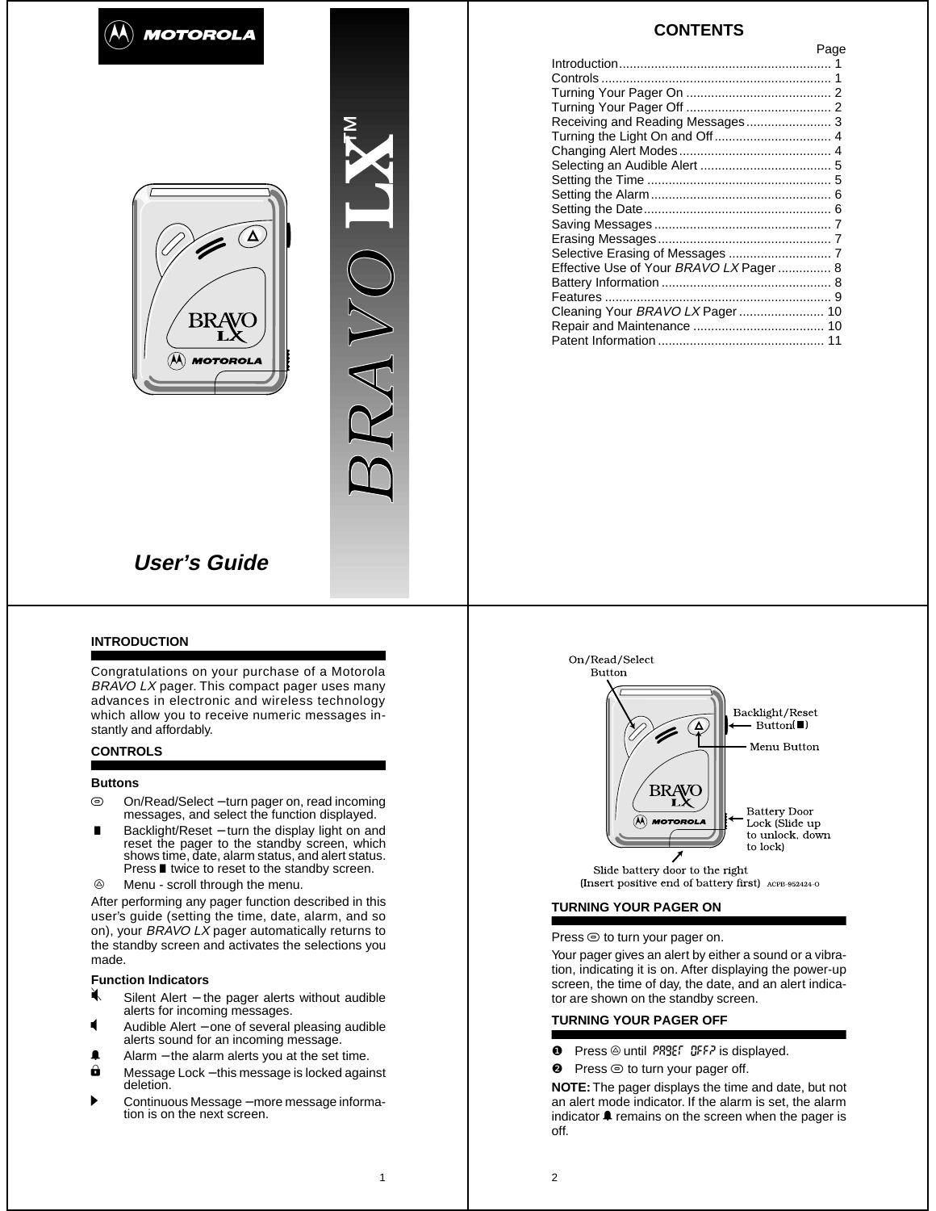MOTOROLA

# BRAVO LX™

*User's Guide*

## CONTENTS

| | Page |
|---|---|
| Introduction | 1 |
| Controls | 1 |
| Turning Your Pager On | 2 |
| Turning Your Pager Off | 2 |
| Receiving and Reading Messages | 3 |
| Turning the Light On and Off | 4 |
| Changing Alert Modes | 4 |
| Selecting an Audible Alert | 5 |
| Setting the Time | 5 |
| Setting the Alarm | 6 |
| Setting the Date | 6 |
| Saving Messages | 7 |
| Erasing Messages | 7 |
| Selective Erasing of Messages | 7 |
| Effective Use of Your *BRAVO LX* Pager | 8 |
| Battery Information | 8 |
| Features | 9 |
| Cleaning Your *BRAVO LX* Pager | 10 |
| Repair and Maintenance | 10 |
| Patent Information | 11 |

## INTRODUCTION

Congratulations on your purchase of a Motorola *BRAVO LX* pager. This compact pager uses many advances in electronic and wireless technology which allow you to receive numeric messages instantly and affordably.

## CONTROLS

### Buttons

- On/Read/Select – turn pager on, read incoming messages, and select the function displayed.
- Backlight/Reset – turn the display light on and reset the pager to the standby screen, which shows time, date, alarm status, and alert status. Press ■ twice to reset to the standby screen.
- Menu - scroll through the menu.

After performing any pager function described in this user's guide (setting the time, date, alarm, and so on), your *BRAVO LX* pager automatically returns to the standby screen and activates the selections you made.

### Function Indicators

- Silent Alert – the pager alerts without audible alerts for incoming messages.
- Audible Alert – one of several pleasing audible alerts sound for an incoming message.
- Alarm – the alarm alerts you at the set time.
- Message Lock – this message is locked against deletion.
- Continuous Message – more message information is on the next screen.

On/Read/Select Button

Backlight/Reset Button(■)

Menu Button

Battery Door Lock (Slide up to unlock, down to lock)

Slide battery door to the right (Insert positive end of battery first) ACPB-952424-O

## TURNING YOUR PAGER ON

Press to turn your pager on.

Your pager gives an alert by either a sound or a vibration, indicating it is on. After displaying the power-up screen, the time of day, the date, and an alert indicator are shown on the standby screen.

## TURNING YOUR PAGER OFF

1. Press until PAGER OFF? is displayed.
2. Press to turn your pager off.

**NOTE:** The pager displays the time and date, but not an alert mode indicator. If the alarm is set, the alarm indicator remains on the screen when the pager is off.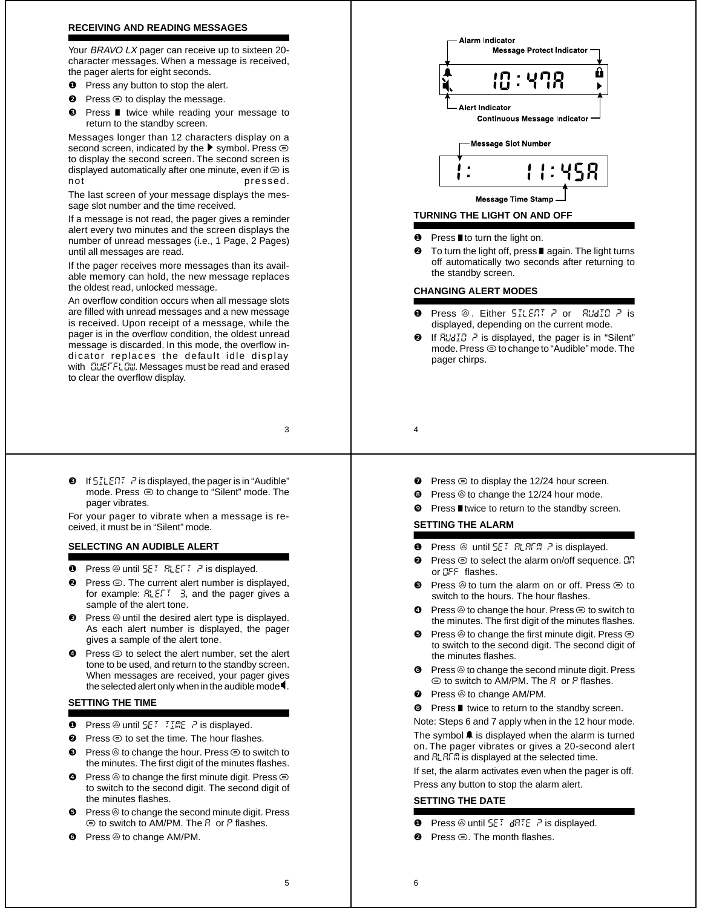## RECEIVING AND READING MESSAGES

Your *BRAVO LX* pager can receive up to sixteen 20-character messages. When a message is received, the pager alerts for eight seconds.

❶ Press any button to stop the alert.

❷ Press ⊜ to display the message.

❸ Press ▮ twice while reading your message to return to the standby screen.

Messages longer than 12 characters display on a second screen, indicated by the ▶ symbol. Press ⊜ to display the second screen. The second screen is displayed automatically after one minute, even if ⊜ is not pressed.

The last screen of your message displays the message slot number and the time received.

If a message is not read, the pager gives a reminder alert every two minutes and the screen displays the number of unread messages (i.e., 1 Page, 2 Pages) until all messages are read.

If the pager receives more messages than its available memory can hold, the new message replaces the oldest read, unlocked message.

An overflow condition occurs when all message slots are filled with unread messages and a new message is received. Upon receipt of a message, while the pager is in the overflow condition, the oldest unread message is discarded. In this mode, the overflow indicator replaces the default idle display with OVERFLOW. Messages must be read and erased to clear the overflow display.

Alarm Indicator
Message Protect Indicator
10:47A
Alert Indicator
Continuous Message Indicator

Message Slot Number
1: 11:45A
Message Time Stamp

## TURNING THE LIGHT ON AND OFF

❶ Press ▮ to turn the light on.

❷ To turn the light off, press ▮ again. The light turns off automatically two seconds after returning to the standby screen.

## CHANGING ALERT MODES

❶ Press ⊚. Either SILENT ? or AUDIO ? is displayed, depending on the current mode.

❷ If AUDIO ? is displayed, the pager is in "Silent" mode. Press ⊜ to change to "Audible" mode. The pager chirps.

❸ If SILENT ? is displayed, the pager is in "Audible" mode. Press ⊜ to change to "Silent" mode. The pager vibrates.

For your pager to vibrate when a message is received, it must be in "Silent" mode.

## SELECTING AN AUDIBLE ALERT

❶ Press ⊚ until SET ALERT ? is displayed.

❷ Press ⊜. The current alert number is displayed, for example: ALERT 3, and the pager gives a sample of the alert tone.

❸ Press ⊚ until the desired alert type is displayed. As each alert number is displayed, the pager gives a sample of the alert tone.

❹ Press ⊜ to select the alert number, set the alert tone to be used, and return to the standby screen. When messages are received, your pager gives the selected alert only when in the audible mode 🔈.

## SETTING THE TIME

❶ Press ⊚ until SET TIME ? is displayed.

❷ Press ⊜ to set the time. The hour flashes.

❸ Press ⊚ to change the hour. Press ⊜ to switch to the minutes. The first digit of the minutes flashes.

❹ Press ⊚ to change the first minute digit. Press ⊜ to switch to the second digit. The second digit of the minutes flashes.

❺ Press ⊚ to change the second minute digit. Press ⊜ to switch to AM/PM. The A or P flashes.

❻ Press ⊚ to change AM/PM.

❼ Press ⊜ to display the 12/24 hour screen.

❽ Press ⊚ to change the 12/24 hour mode.

❾ Press ▮ twice to return to the standby screen.

## SETTING THE ALARM

❶ Press ⊚ until SET ALARM ? is displayed.

❷ Press ⊜ to select the alarm on/off sequence. ON or OFF flashes.

❸ Press ⊚ to turn the alarm on or off. Press ⊜ to switch to the hours. The hour flashes.

❹ Press ⊚ to change the hour. Press ⊜ to switch to the minutes. The first digit of the minutes flashes.

❺ Press ⊚ to change the first minute digit. Press ⊜ to switch to the second digit. The second digit of the minutes flashes.

❻ Press ⊚ to change the second minute digit. Press ⊜ to switch to AM/PM. The A or P flashes.

❼ Press ⊚ to change AM/PM.

❽ Press ▮ twice to return to the standby screen.

Note: Steps 6 and 7 apply when in the 12 hour mode.

The symbol 🔔 is displayed when the alarm is turned on. The pager vibrates or gives a 20-second alert and ALARM is displayed at the selected time.

If set, the alarm activates even when the pager is off.

Press any button to stop the alarm alert.

## SETTING THE DATE

❶ Press ⊚ until SET DATE ? is displayed.

❷ Press ⊜. The month flashes.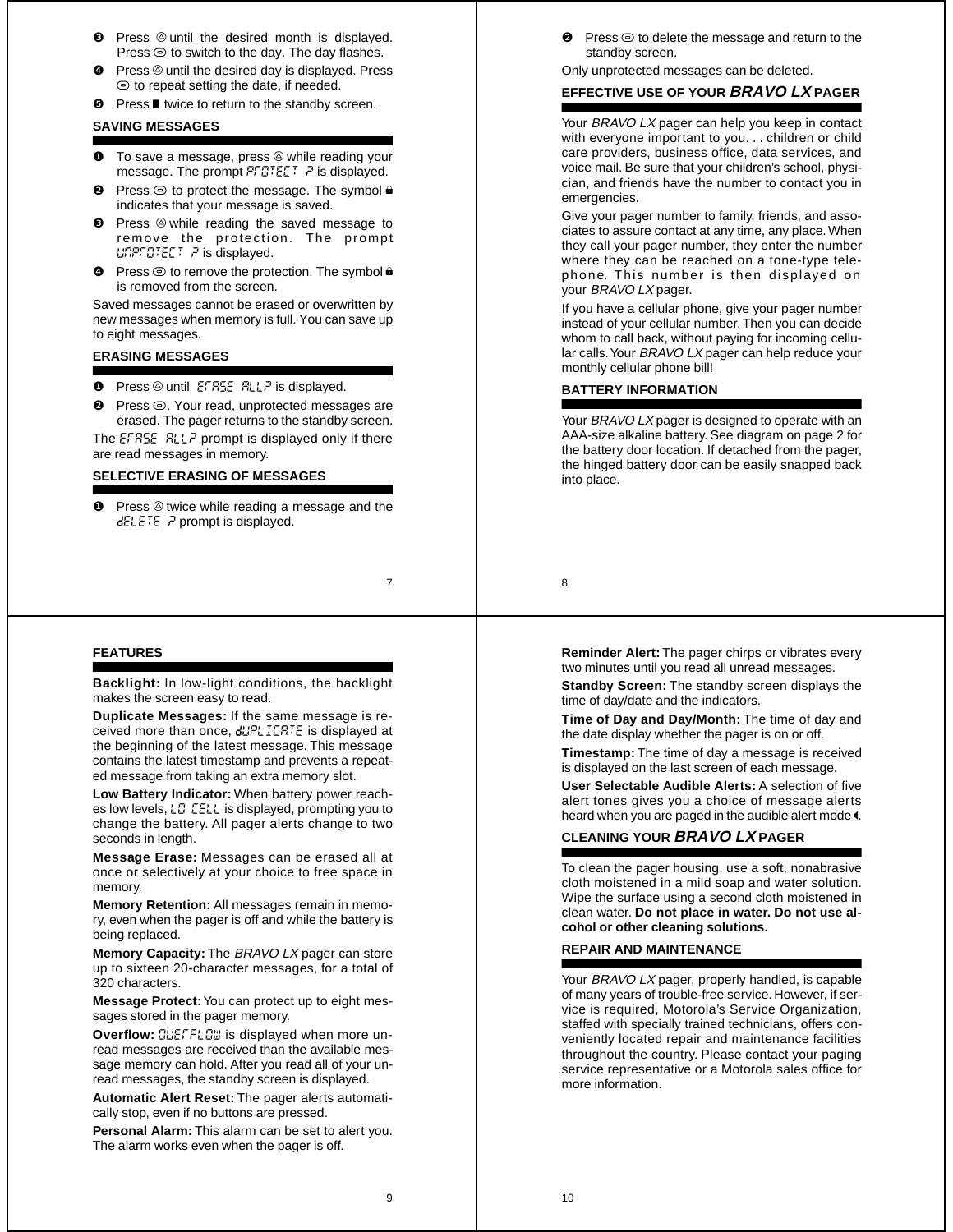❸ Press ⓐ until the desired month is displayed. Press ⊖ to switch to the day. The day flashes.

❹ Press ⓐ until the desired day is displayed. Press ⊖ to repeat setting the date, if needed.

❺ Press ■ twice to return to the standby screen.

### SAVING MESSAGES

❶ To save a message, press ⓐ while reading your message. The prompt PrOTECT ? is displayed.

❷ Press ⊖ to protect the message. The symbol 🔒 indicates that your message is saved.

❸ Press ⓐ while reading the saved message to remove the protection. The prompt UnPrOTECT ? is displayed.

❹ Press ⊖ to remove the protection. The symbol 🔒 is removed from the screen.

Saved messages cannot be erased or overwritten by new messages when memory is full. You can save up to eight messages.

### ERASING MESSAGES

❶ Press ⓐ until ErASE ALL? is displayed.

❷ Press ⊖. Your read, unprotected messages are erased. The pager returns to the standby screen.

The ErASE ALL? prompt is displayed only if there are read messages in memory.

### SELECTIVE ERASING OF MESSAGES

❶ Press ⓐ twice while reading a message and the dELETE ? prompt is displayed.

❷ Press ⊖ to delete the message and return to the standby screen.

Only unprotected messages can be deleted.

### EFFECTIVE USE OF YOUR *BRAVO LX* PAGER

Your *BRAVO LX* pager can help you keep in contact with everyone important to you. . . children or child care providers, business office, data services, and voice mail. Be sure that your children's school, physician, and friends have the number to contact you in emergencies.

Give your pager number to family, friends, and associates to assure contact at any time, any place. When they call your pager number, they enter the number where they can be reached on a tone-type telephone. This number is then displayed on your *BRAVO LX* pager.

If you have a cellular phone, give your pager number instead of your cellular number. Then you can decide whom to call back, without paying for incoming cellular calls. Your *BRAVO LX* pager can help reduce your monthly cellular phone bill!

### BATTERY INFORMATION

Your *BRAVO LX* pager is designed to operate with an AAA-size alkaline battery. See diagram on page 2 for the battery door location. If detached from the pager, the hinged battery door can be easily snapped back into place.

### FEATURES

**Backlight:** In low-light conditions, the backlight makes the screen easy to read.

**Duplicate Messages:** If the same message is received more than once, dUPLICATE is displayed at the beginning of the latest message. This message contains the latest timestamp and prevents a repeated message from taking an extra memory slot.

**Low Battery Indicator:** When battery power reaches low levels, LO CELL is displayed, prompting you to change the battery. All pager alerts change to two seconds in length.

**Message Erase:** Messages can be erased all at once or selectively at your choice to free space in memory.

**Memory Retention:** All messages remain in memory, even when the pager is off and while the battery is being replaced.

**Memory Capacity:** The *BRAVO LX* pager can store up to sixteen 20-character messages, for a total of 320 characters.

**Message Protect:** You can protect up to eight messages stored in the pager memory.

**Overflow:** OVErFLOW is displayed when more unread messages are received than the available message memory can hold. After you read all of your unread messages, the standby screen is displayed.

**Automatic Alert Reset:** The pager alerts automatically stop, even if no buttons are pressed.

**Personal Alarm:** This alarm can be set to alert you. The alarm works even when the pager is off.

**Reminder Alert:** The pager chirps or vibrates every two minutes until you read all unread messages.

**Standby Screen:** The standby screen displays the time of day/date and the indicators.

**Time of Day and Day/Month:** The time of day and the date display whether the pager is on or off.

**Timestamp:** The time of day a message is received is displayed on the last screen of each message.

**User Selectable Audible Alerts:** A selection of five alert tones gives you a choice of message alerts heard when you are paged in the audible alert mode 🔈.

### CLEANING YOUR *BRAVO LX* PAGER

To clean the pager housing, use a soft, nonabrasive cloth moistened in a mild soap and water solution. Wipe the surface using a second cloth moistened in clean water. **Do not place in water. Do not use alcohol or other cleaning solutions.**

### REPAIR AND MAINTENANCE

Your *BRAVO LX* pager, properly handled, is capable of many years of trouble-free service. However, if service is required, Motorola's Service Organization, staffed with specially trained technicians, offers conveniently located repair and maintenance facilities throughout the country. Please contact your paging service representative or a Motorola sales office for more information.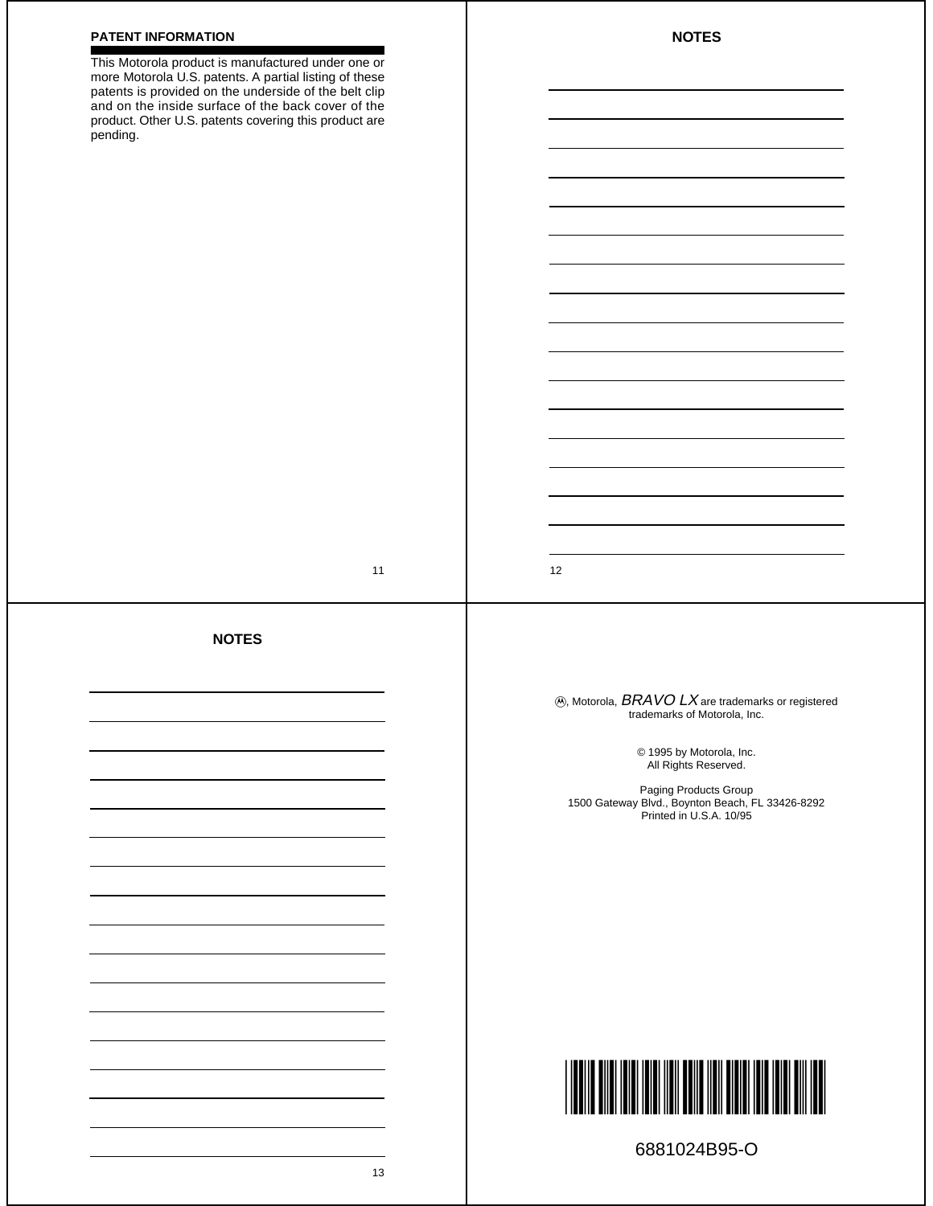## PATENT INFORMATION

This Motorola product is manufactured under one or more Motorola U.S. patents. A partial listing of these patents is provided on the underside of the belt clip and on the inside surface of the back cover of the product. Other U.S. patents covering this product are pending.

## NOTES

## NOTES

Ⓜ, Motorola, *BRAVO LX* are trademarks or registered trademarks of Motorola, Inc.

© 1995 by Motorola, Inc.
All Rights Reserved.

Paging Products Group
1500 Gateway Blvd., Boynton Beach, FL 33426-8292
Printed in U.S.A. 10/95

6881024B95-O